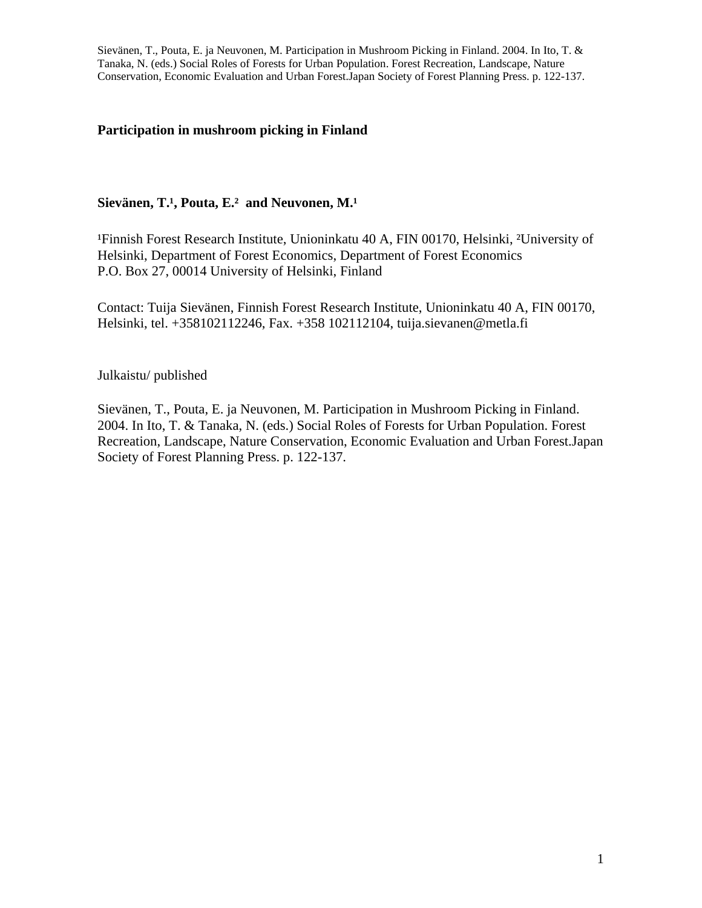Sievänen, T., Pouta, E. ja Neuvonen, M. Participation in Mushroom Picking in Finland. 2004. In Ito, T. & Tanaka, N. (eds.) Social Roles of Forests for Urban Population. Forest Recreation, Landscape, Nature Conservation, Economic Evaluation and Urban Forest.Japan Society of Forest Planning Press. p. 122-137.

# Participation in mushroom picking in Finland

**Sievänen, T.[1], Pouta, E.[2] and Neuvonen, M.[1]**

[1]Finnish Forest Research Institute, Unioninkatu 40 A, FIN 00170, Helsinki, [2]University of Helsinki, Department of Forest Economics, Department of Forest Economics
P.O. Box 27, 00014 University of Helsinki, Finland

Contact: Tuija Sievänen, Finnish Forest Research Institute, Unioninkatu 40 A, FIN 00170, Helsinki, tel. +358102112246, Fax. +358 102112104, tuija.sievanen@metla.fi

Julkaistu/ published

Sievänen, T., Pouta, E. ja Neuvonen, M. Participation in Mushroom Picking in Finland. 2004. In Ito, T. & Tanaka, N. (eds.) Social Roles of Forests for Urban Population. Forest Recreation, Landscape, Nature Conservation, Economic Evaluation and Urban Forest.Japan Society of Forest Planning Press. p. 122-137.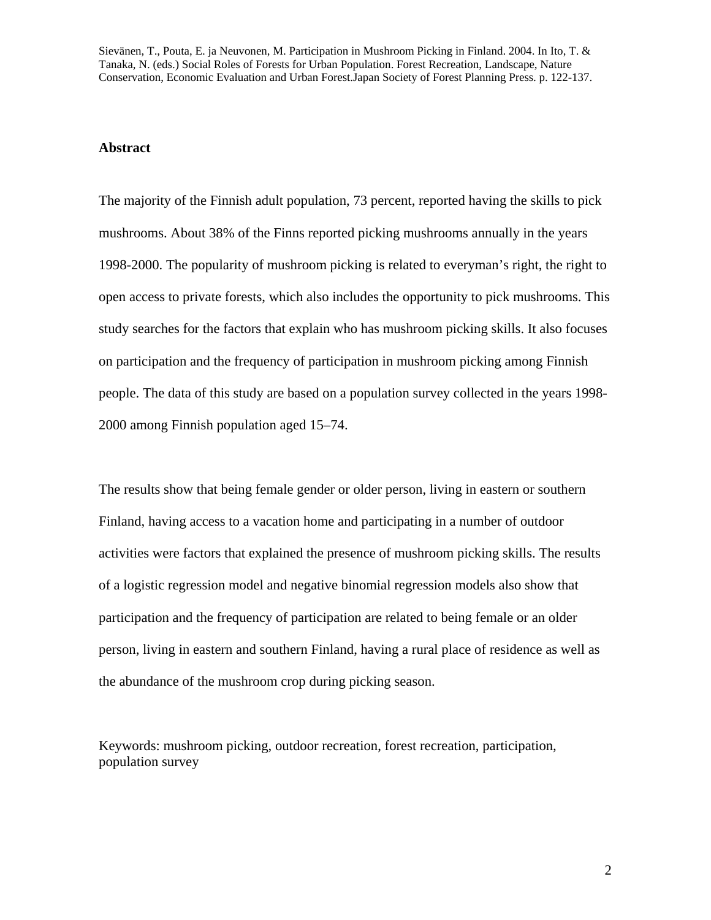Sievänen, T., Pouta, E. ja Neuvonen, M. Participation in Mushroom Picking in Finland. 2004. In Ito, T. & Tanaka, N. (eds.) Social Roles of Forests for Urban Population. Forest Recreation, Landscape, Nature Conservation, Economic Evaluation and Urban Forest.Japan Society of Forest Planning Press. p. 122-137.

**Abstract**

The majority of the Finnish adult population, 73 percent, reported having the skills to pick mushrooms. About 38% of the Finns reported picking mushrooms annually in the years 1998-2000. The popularity of mushroom picking is related to everyman's right, the right to open access to private forests, which also includes the opportunity to pick mushrooms. This study searches for the factors that explain who has mushroom picking skills. It also focuses on participation and the frequency of participation in mushroom picking among Finnish people. The data of this study are based on a population survey collected in the years 1998-2000 among Finnish population aged 15–74.

The results show that being female gender or older person, living in eastern or southern Finland, having access to a vacation home and participating in a number of outdoor activities were factors that explained the presence of mushroom picking skills. The results of a logistic regression model and negative binomial regression models also show that participation and the frequency of participation are related to being female or an older person, living in eastern and southern Finland, having a rural place of residence as well as the abundance of the mushroom crop during picking season.

Keywords: mushroom picking, outdoor recreation, forest recreation, participation, population survey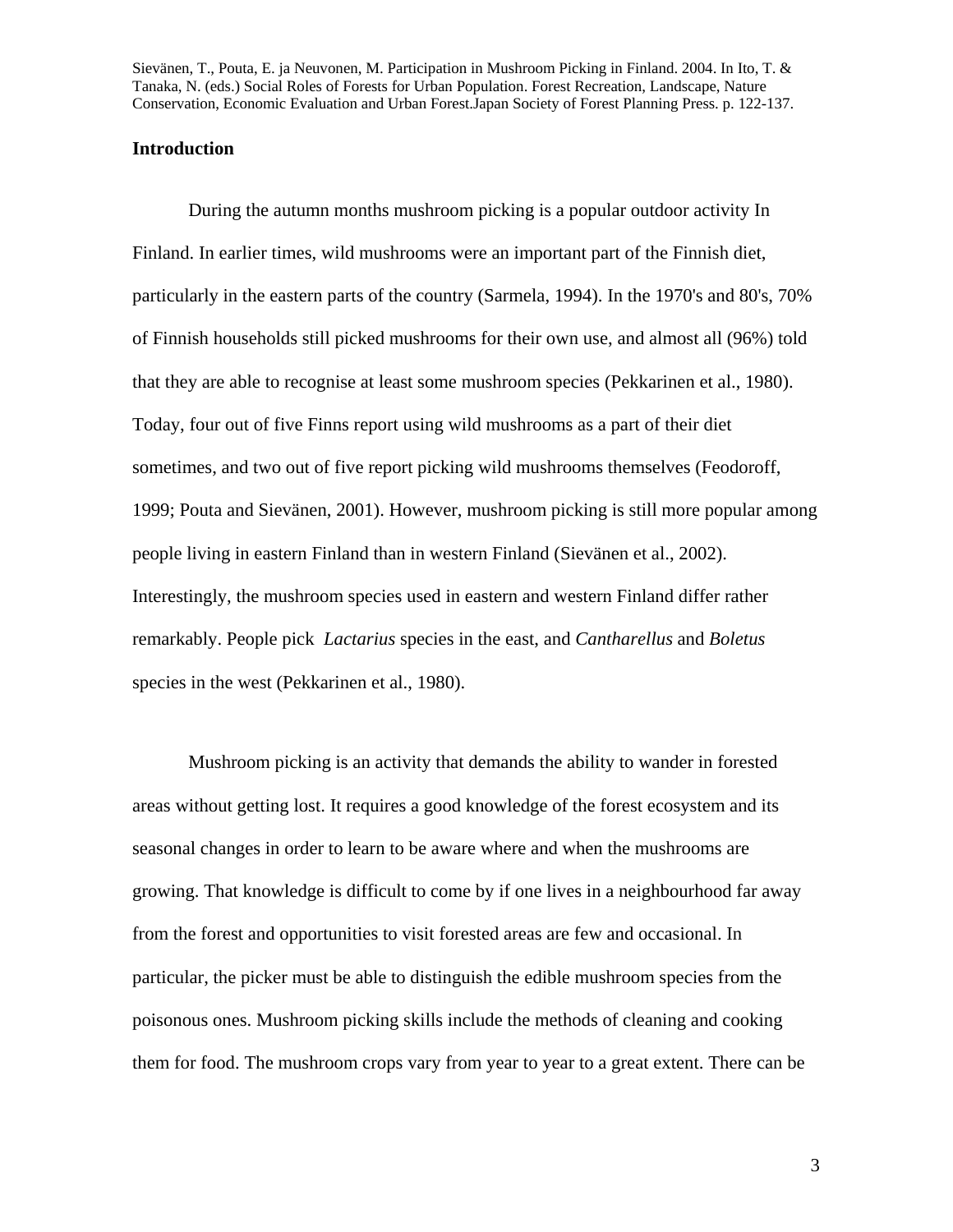## Introduction

During the autumn months mushroom picking is a popular outdoor activity In Finland. In earlier times, wild mushrooms were an important part of the Finnish diet, particularly in the eastern parts of the country (Sarmela, 1994). In the 1970's and 80's, 70% of Finnish households still picked mushrooms for their own use, and almost all (96%) told that they are able to recognise at least some mushroom species (Pekkarinen et al., 1980). Today, four out of five Finns report using wild mushrooms as a part of their diet sometimes, and two out of five report picking wild mushrooms themselves (Feodoroff, 1999; Pouta and Sievänen, 2001). However, mushroom picking is still more popular among people living in eastern Finland than in western Finland (Sievänen et al., 2002). Interestingly, the mushroom species used in eastern and western Finland differ rather remarkably. People pick *Lactarius* species in the east, and *Cantharellus* and *Boletus* species in the west (Pekkarinen et al., 1980).

Mushroom picking is an activity that demands the ability to wander in forested areas without getting lost. It requires a good knowledge of the forest ecosystem and its seasonal changes in order to learn to be aware where and when the mushrooms are growing. That knowledge is difficult to come by if one lives in a neighbourhood far away from the forest and opportunities to visit forested areas are few and occasional. In particular, the picker must be able to distinguish the edible mushroom species from the poisonous ones. Mushroom picking skills include the methods of cleaning and cooking them for food. The mushroom crops vary from year to year to a great extent. There can be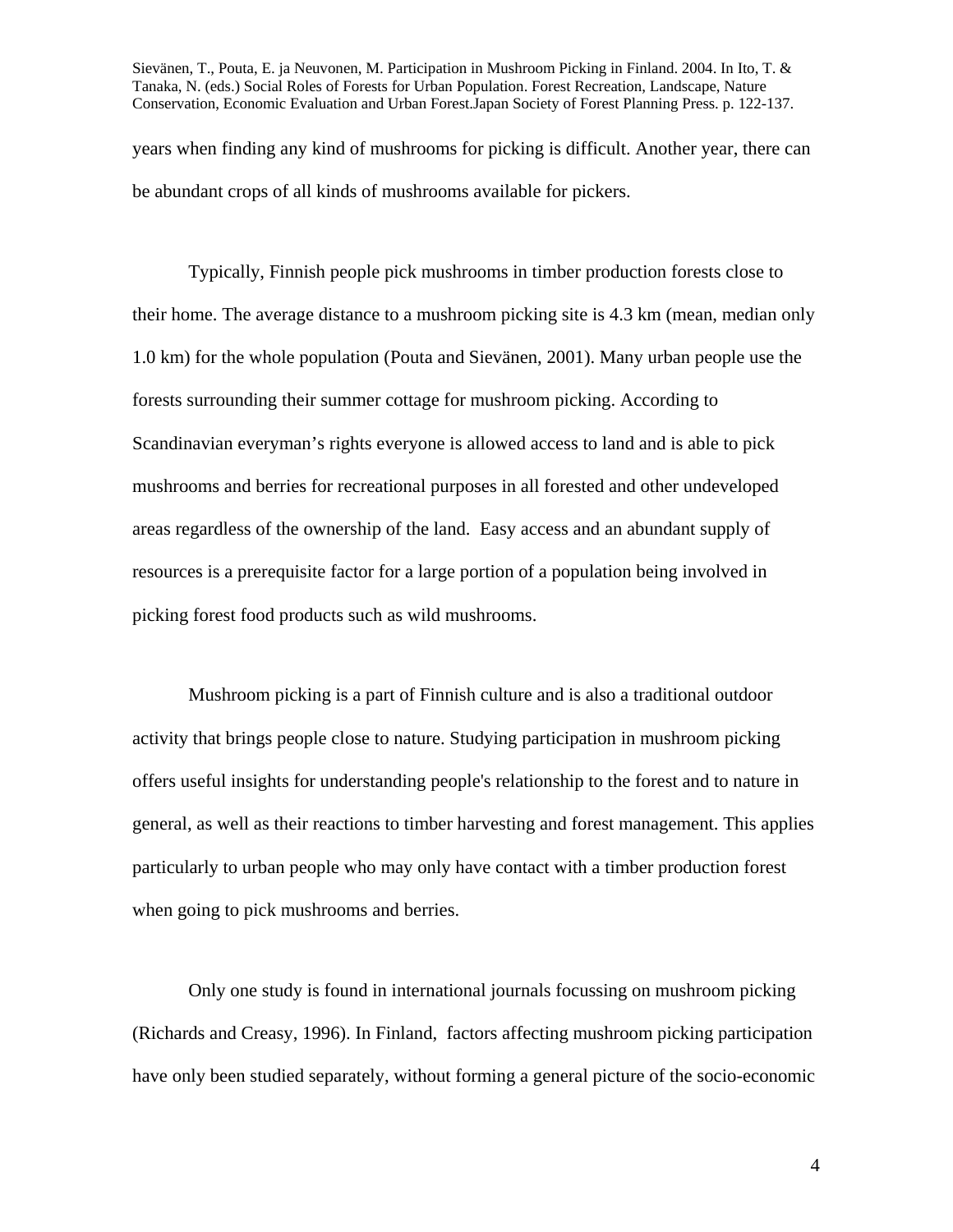years when finding any kind of mushrooms for picking is difficult. Another year, there can be abundant crops of all kinds of mushrooms available for pickers.

Typically, Finnish people pick mushrooms in timber production forests close to their home. The average distance to a mushroom picking site is 4.3 km (mean, median only 1.0 km) for the whole population (Pouta and Sievänen, 2001). Many urban people use the forests surrounding their summer cottage for mushroom picking. According to Scandinavian everyman's rights everyone is allowed access to land and is able to pick mushrooms and berries for recreational purposes in all forested and other undeveloped areas regardless of the ownership of the land. Easy access and an abundant supply of resources is a prerequisite factor for a large portion of a population being involved in picking forest food products such as wild mushrooms.

Mushroom picking is a part of Finnish culture and is also a traditional outdoor activity that brings people close to nature. Studying participation in mushroom picking offers useful insights for understanding people's relationship to the forest and to nature in general, as well as their reactions to timber harvesting and forest management. This applies particularly to urban people who may only have contact with a timber production forest when going to pick mushrooms and berries.

Only one study is found in international journals focussing on mushroom picking (Richards and Creasy, 1996). In Finland, factors affecting mushroom picking participation have only been studied separately, without forming a general picture of the socio-economic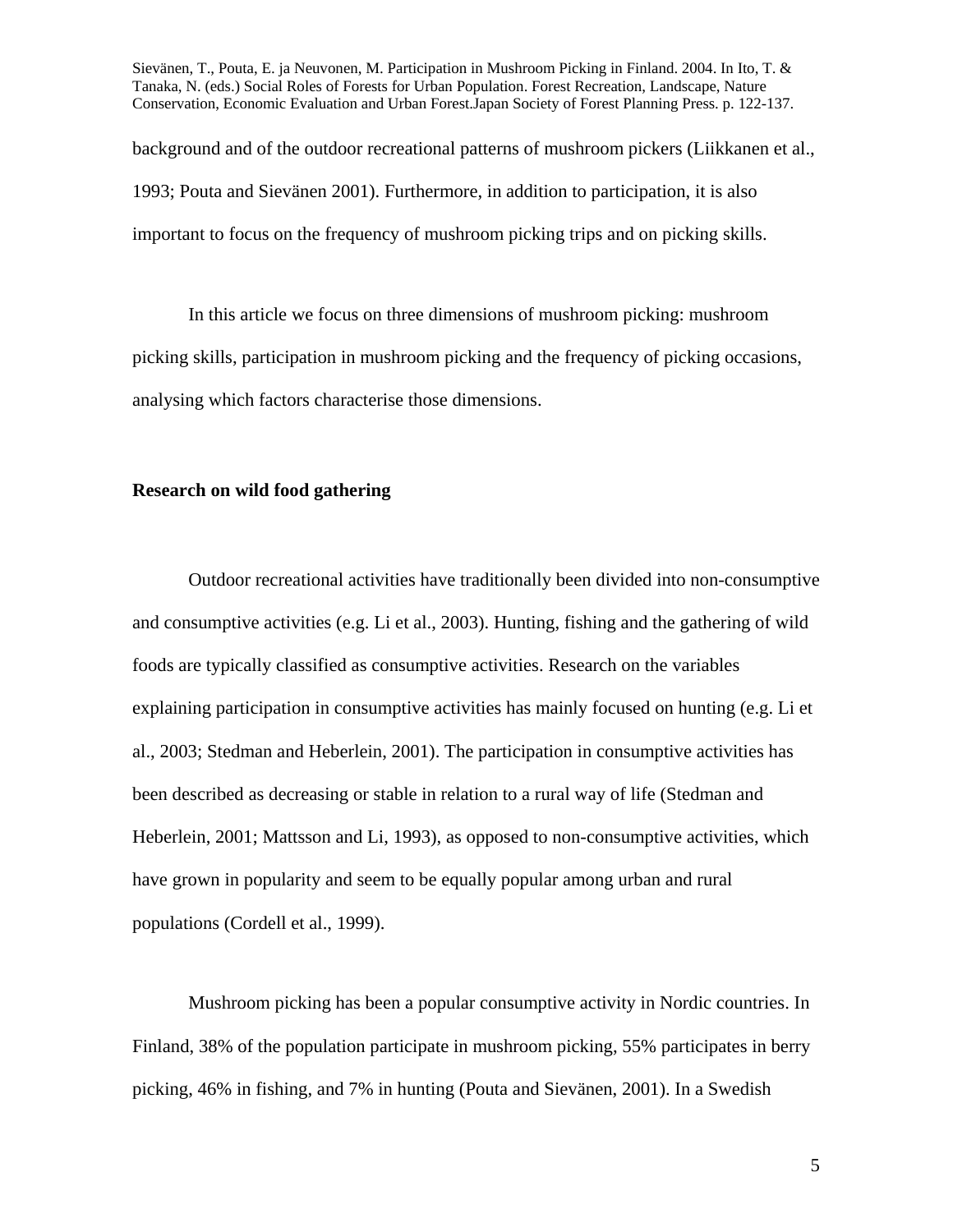background and of the outdoor recreational patterns of mushroom pickers (Liikkanen et al., 1993; Pouta and Sievänen 2001). Furthermore, in addition to participation, it is also important to focus on the frequency of mushroom picking trips and on picking skills.

In this article we focus on three dimensions of mushroom picking: mushroom picking skills, participation in mushroom picking and the frequency of picking occasions, analysing which factors characterise those dimensions.

**Research on wild food gathering**

Outdoor recreational activities have traditionally been divided into non-consumptive and consumptive activities (e.g. Li et al., 2003). Hunting, fishing and the gathering of wild foods are typically classified as consumptive activities. Research on the variables explaining participation in consumptive activities has mainly focused on hunting (e.g. Li et al., 2003; Stedman and Heberlein, 2001). The participation in consumptive activities has been described as decreasing or stable in relation to a rural way of life (Stedman and Heberlein, 2001; Mattsson and Li, 1993), as opposed to non-consumptive activities, which have grown in popularity and seem to be equally popular among urban and rural populations (Cordell et al., 1999).

Mushroom picking has been a popular consumptive activity in Nordic countries. In Finland, 38% of the population participate in mushroom picking, 55% participates in berry picking, 46% in fishing, and 7% in hunting (Pouta and Sievänen, 2001). In a Swedish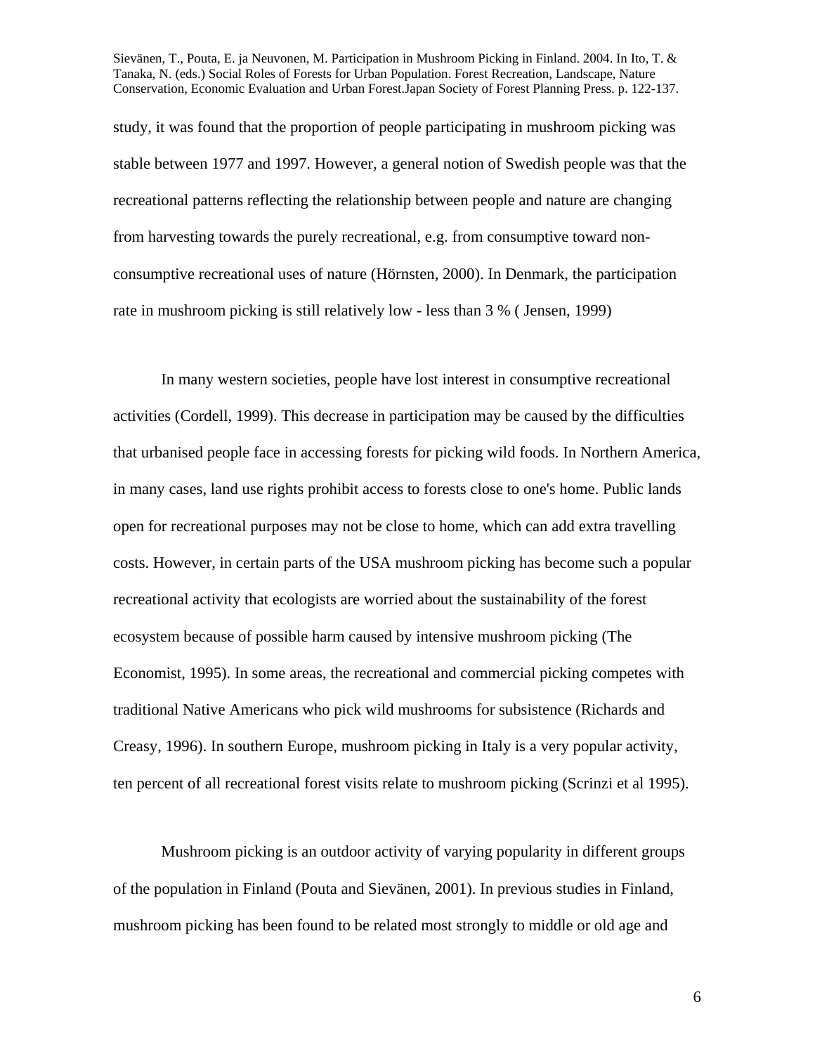study, it was found that the proportion of people participating in mushroom picking was stable between 1977 and 1997. However, a general notion of Swedish people was that the recreational patterns reflecting the relationship between people and nature are changing from harvesting towards the purely recreational, e.g. from consumptive toward non-consumptive recreational uses of nature (Hörnsten, 2000). In Denmark, the participation rate in mushroom picking is still relatively low - less than 3 % ( Jensen, 1999)

In many western societies, people have lost interest in consumptive recreational activities (Cordell, 1999). This decrease in participation may be caused by the difficulties that urbanised people face in accessing forests for picking wild foods. In Northern America, in many cases, land use rights prohibit access to forests close to one's home. Public lands open for recreational purposes may not be close to home, which can add extra travelling costs. However, in certain parts of the USA mushroom picking has become such a popular recreational activity that ecologists are worried about the sustainability of the forest ecosystem because of possible harm caused by intensive mushroom picking (The Economist, 1995). In some areas, the recreational and commercial picking competes with traditional Native Americans who pick wild mushrooms for subsistence (Richards and Creasy, 1996). In southern Europe, mushroom picking in Italy is a very popular activity, ten percent of all recreational forest visits relate to mushroom picking (Scrinzi et al 1995).

Mushroom picking is an outdoor activity of varying popularity in different groups of the population in Finland (Pouta and Sievänen, 2001). In previous studies in Finland, mushroom picking has been found to be related most strongly to middle or old age and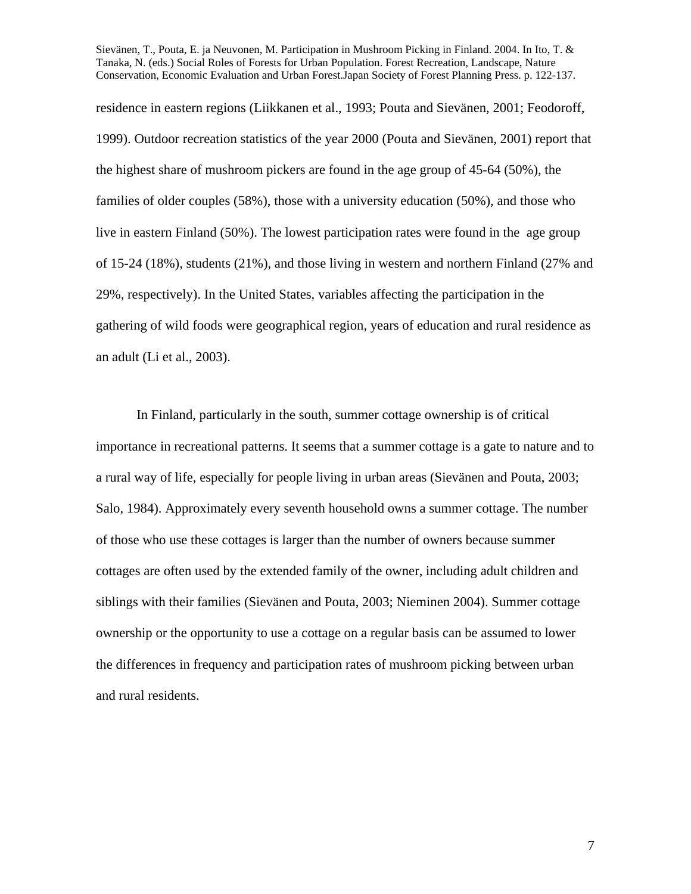residence in eastern regions (Liikkanen et al., 1993; Pouta and Sievänen, 2001; Feodoroff, 1999). Outdoor recreation statistics of the year 2000 (Pouta and Sievänen, 2001) report that the highest share of mushroom pickers are found in the age group of 45-64 (50%), the families of older couples (58%), those with a university education (50%), and those who live in eastern Finland (50%). The lowest participation rates were found in the age group of 15-24 (18%), students (21%), and those living in western and northern Finland (27% and 29%, respectively). In the United States, variables affecting the participation in the gathering of wild foods were geographical region, years of education and rural residence as an adult (Li et al., 2003).

In Finland, particularly in the south, summer cottage ownership is of critical importance in recreational patterns. It seems that a summer cottage is a gate to nature and to a rural way of life, especially for people living in urban areas (Sievänen and Pouta, 2003; Salo, 1984). Approximately every seventh household owns a summer cottage. The number of those who use these cottages is larger than the number of owners because summer cottages are often used by the extended family of the owner, including adult children and siblings with their families (Sievänen and Pouta, 2003; Nieminen 2004). Summer cottage ownership or the opportunity to use a cottage on a regular basis can be assumed to lower the differences in frequency and participation rates of mushroom picking between urban and rural residents.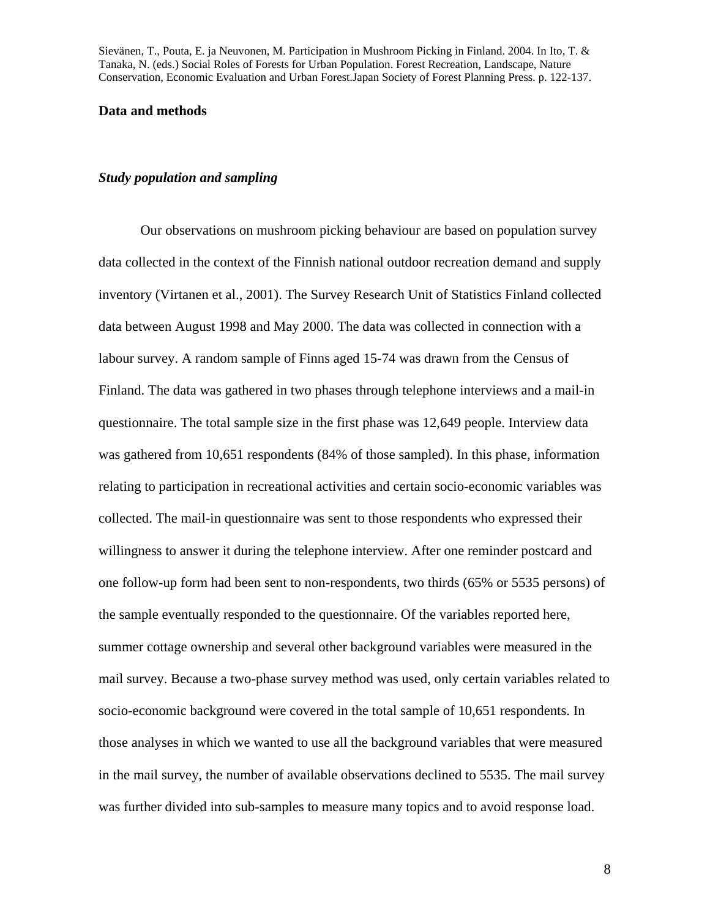## Data and methods

### *Study population and sampling*

Our observations on mushroom picking behaviour are based on population survey data collected in the context of the Finnish national outdoor recreation demand and supply inventory (Virtanen et al., 2001). The Survey Research Unit of Statistics Finland collected data between August 1998 and May 2000. The data was collected in connection with a labour survey. A random sample of Finns aged 15-74 was drawn from the Census of Finland. The data was gathered in two phases through telephone interviews and a mail-in questionnaire. The total sample size in the first phase was 12,649 people. Interview data was gathered from 10,651 respondents (84% of those sampled). In this phase, information relating to participation in recreational activities and certain socio-economic variables was collected. The mail-in questionnaire was sent to those respondents who expressed their willingness to answer it during the telephone interview. After one reminder postcard and one follow-up form had been sent to non-respondents, two thirds (65% or 5535 persons) of the sample eventually responded to the questionnaire. Of the variables reported here, summer cottage ownership and several other background variables were measured in the mail survey. Because a two-phase survey method was used, only certain variables related to socio-economic background were covered in the total sample of 10,651 respondents. In those analyses in which we wanted to use all the background variables that were measured in the mail survey, the number of available observations declined to 5535. The mail survey was further divided into sub-samples to measure many topics and to avoid response load.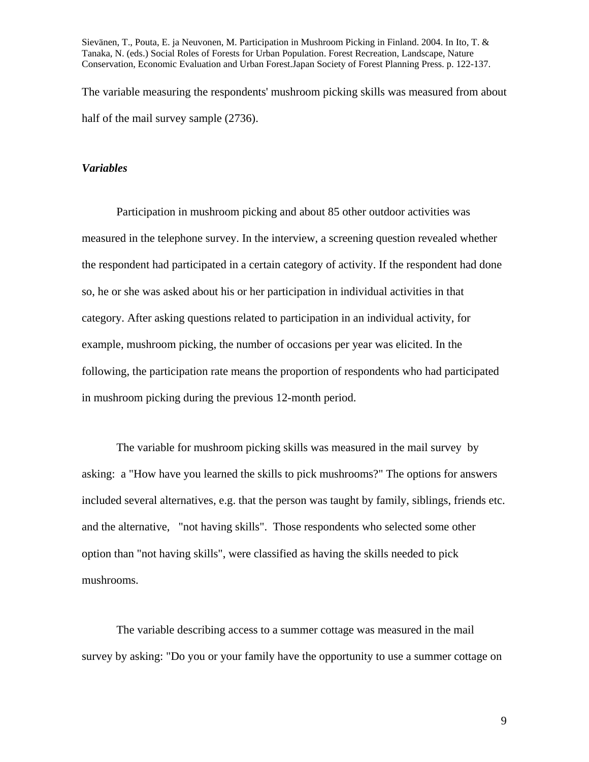The variable measuring the respondents' mushroom picking skills was measured from about half of the mail survey sample (2736).

### *Variables*

Participation in mushroom picking and about 85 other outdoor activities was measured in the telephone survey. In the interview, a screening question revealed whether the respondent had participated in a certain category of activity. If the respondent had done so, he or she was asked about his or her participation in individual activities in that category. After asking questions related to participation in an individual activity, for example, mushroom picking, the number of occasions per year was elicited. In the following, the participation rate means the proportion of respondents who had participated in mushroom picking during the previous 12-month period.

The variable for mushroom picking skills was measured in the mail survey by asking: a "How have you learned the skills to pick mushrooms?" The options for answers included several alternatives, e.g. that the person was taught by family, siblings, friends etc. and the alternative, "not having skills". Those respondents who selected some other option than "not having skills", were classified as having the skills needed to pick mushrooms.

The variable describing access to a summer cottage was measured in the mail survey by asking: "Do you or your family have the opportunity to use a summer cottage on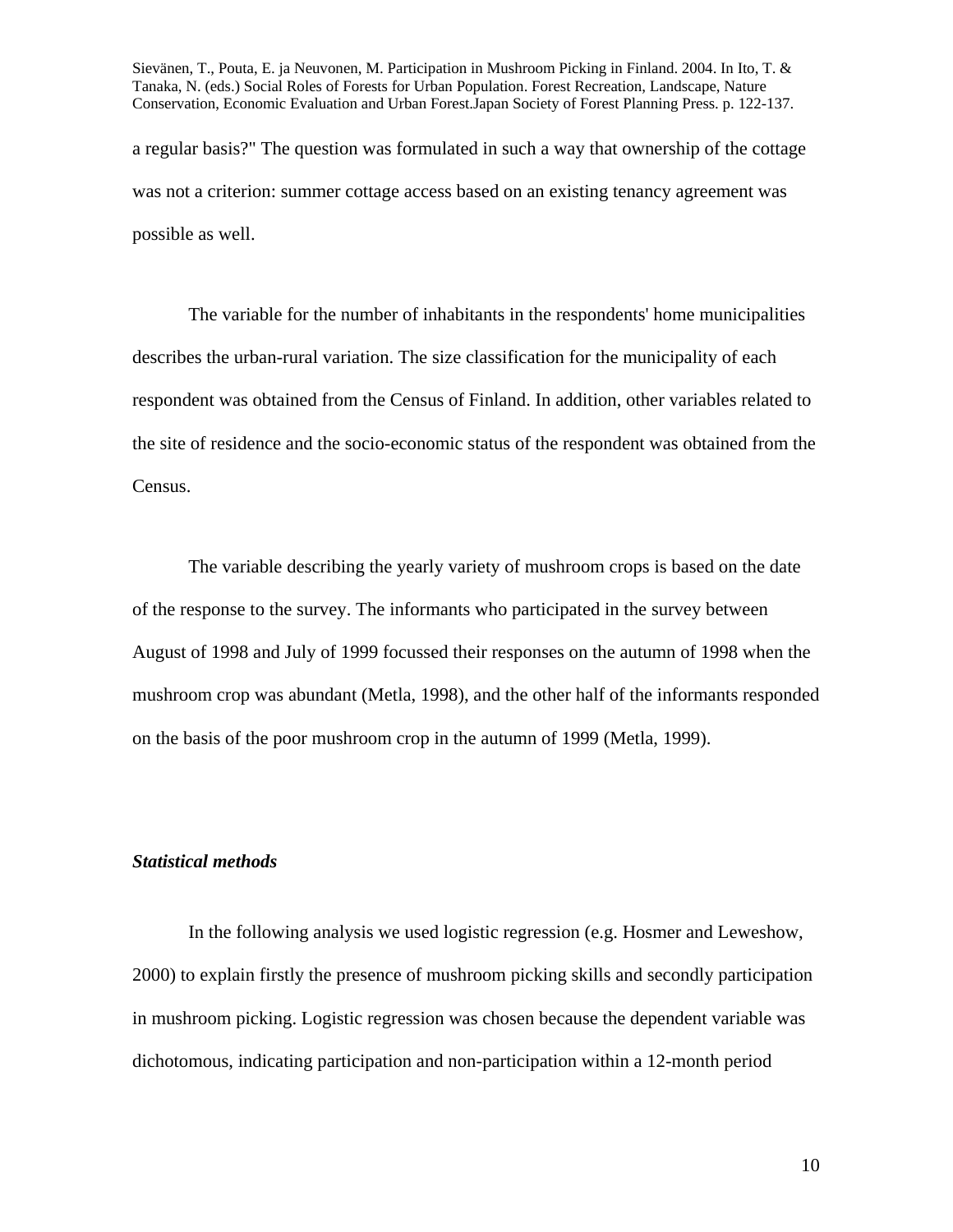a regular basis?" The question was formulated in such a way that ownership of the cottage was not a criterion: summer cottage access based on an existing tenancy agreement was possible as well.

The variable for the number of inhabitants in the respondents' home municipalities describes the urban-rural variation. The size classification for the municipality of each respondent was obtained from the Census of Finland. In addition, other variables related to the site of residence and the socio-economic status of the respondent was obtained from the Census.

The variable describing the yearly variety of mushroom crops is based on the date of the response to the survey. The informants who participated in the survey between August of 1998 and July of 1999 focussed their responses on the autumn of 1998 when the mushroom crop was abundant (Metla, 1998), and the other half of the informants responded on the basis of the poor mushroom crop in the autumn of 1999 (Metla, 1999).

### *Statistical methods*

In the following analysis we used logistic regression (e.g. Hosmer and Leweshow, 2000) to explain firstly the presence of mushroom picking skills and secondly participation in mushroom picking. Logistic regression was chosen because the dependent variable was dichotomous, indicating participation and non-participation within a 12-month period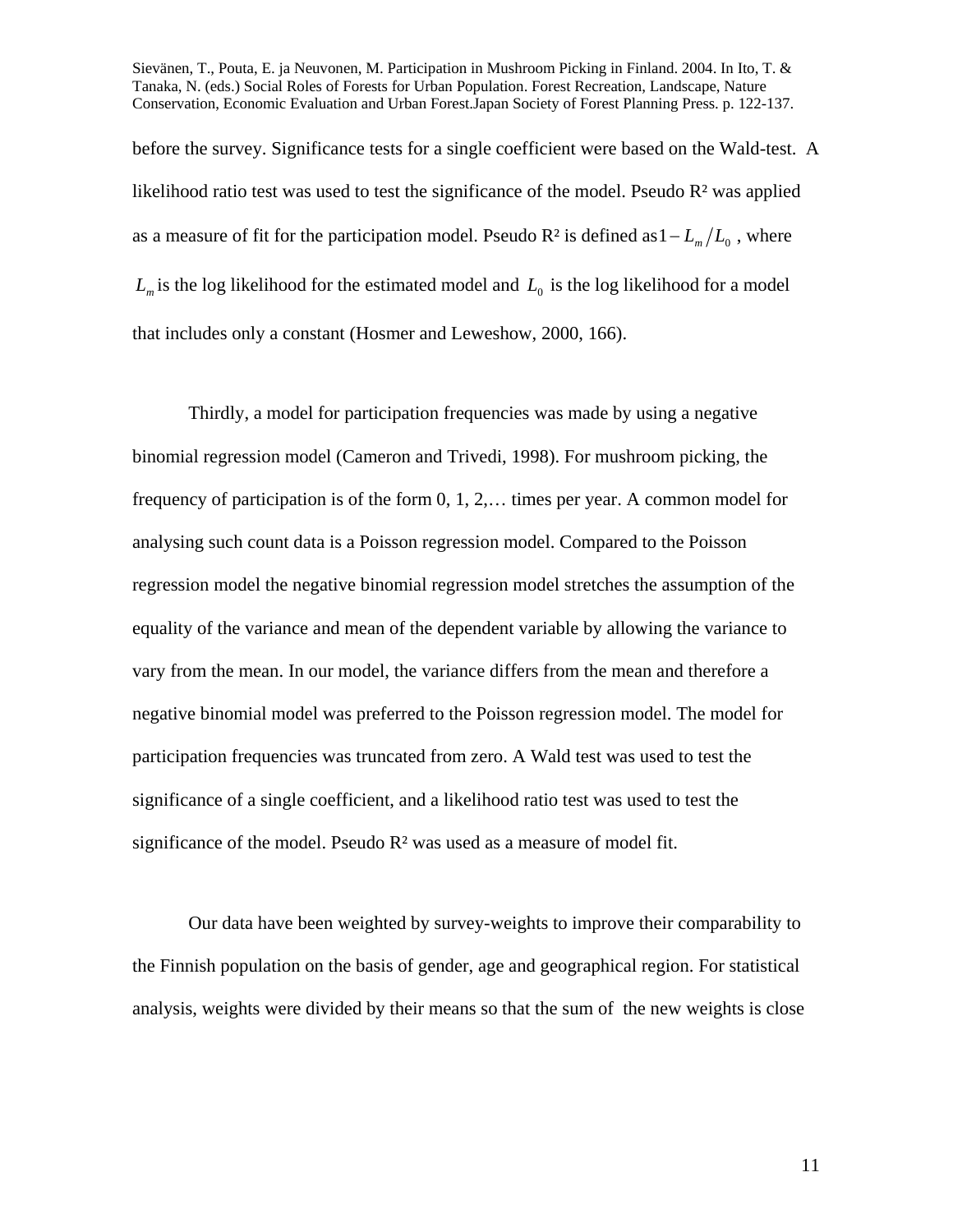before the survey. Significance tests for a single coefficient were based on the Wald-test. A likelihood ratio test was used to test the significance of the model. Pseudo $R^2$ was applied as a measure of fit for the participation model. Pseudo $R^2$ is defined as $1 - L_m / L_0$ , where $L_m$ is the log likelihood for the estimated model and $L_0$ is the log likelihood for a model that includes only a constant (Hosmer and Leweshow, 2000, 166).

Thirdly, a model for participation frequencies was made by using a negative binomial regression model (Cameron and Trivedi, 1998). For mushroom picking, the frequency of participation is of the form 0, 1, 2,… times per year. A common model for analysing such count data is a Poisson regression model. Compared to the Poisson regression model the negative binomial regression model stretches the assumption of the equality of the variance and mean of the dependent variable by allowing the variance to vary from the mean. In our model, the variance differs from the mean and therefore a negative binomial model was preferred to the Poisson regression model. The model for participation frequencies was truncated from zero. A Wald test was used to test the significance of a single coefficient, and a likelihood ratio test was used to test the significance of the model. Pseudo $R^2$ was used as a measure of model fit.

Our data have been weighted by survey-weights to improve their comparability to the Finnish population on the basis of gender, age and geographical region. For statistical analysis, weights were divided by their means so that the sum of the new weights is close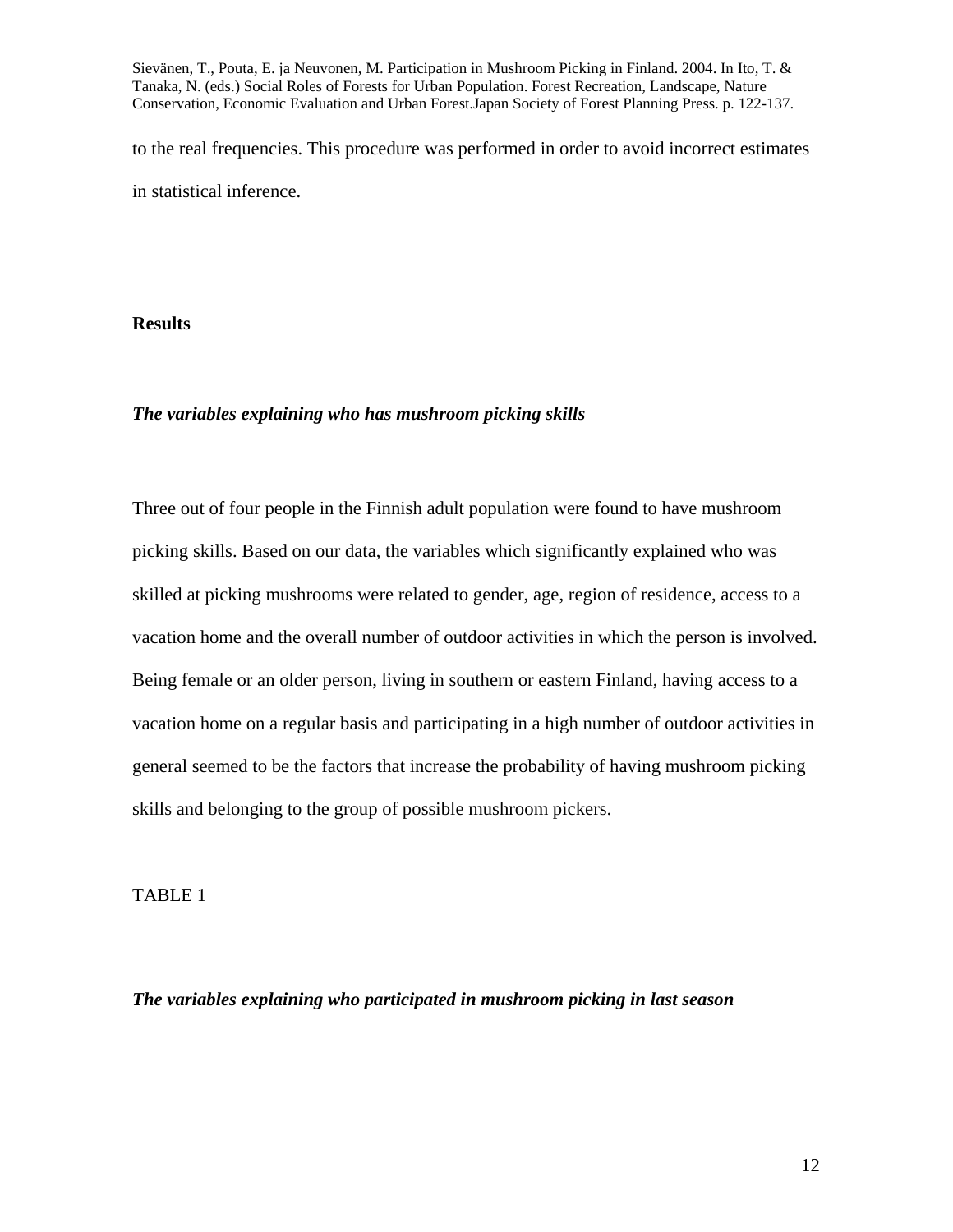to the real frequencies. This procedure was performed in order to avoid incorrect estimates in statistical inference.

## Results

### ***The variables explaining who has mushroom picking skills***

Three out of four people in the Finnish adult population were found to have mushroom picking skills. Based on our data, the variables which significantly explained who was skilled at picking mushrooms were related to gender, age, region of residence, access to a vacation home and the overall number of outdoor activities in which the person is involved. Being female or an older person, living in southern or eastern Finland, having access to a vacation home on a regular basis and participating in a high number of outdoor activities in general seemed to be the factors that increase the probability of having mushroom picking skills and belonging to the group of possible mushroom pickers.

TABLE 1

### ***The variables explaining who participated in mushroom picking in last season***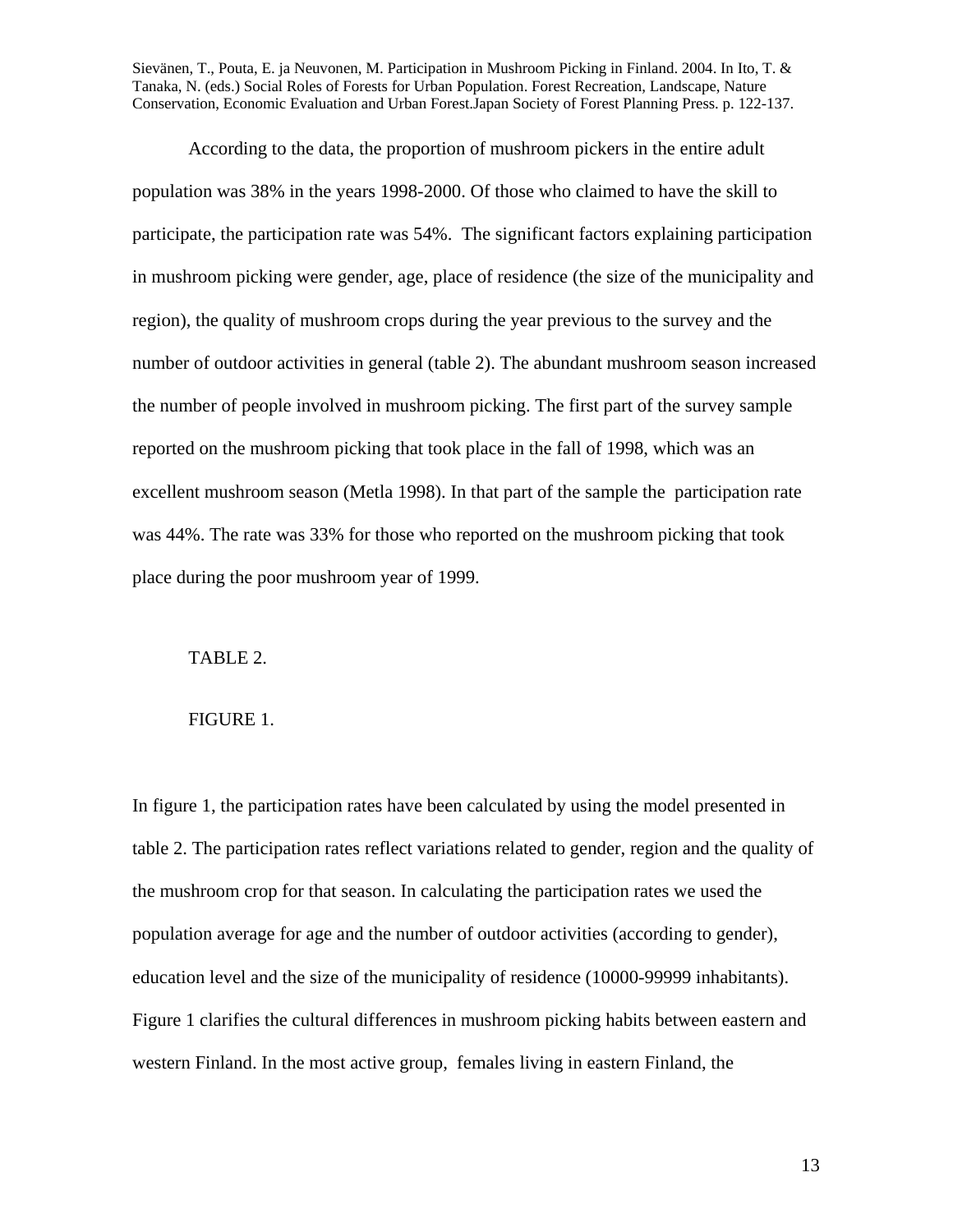According to the data, the proportion of mushroom pickers in the entire adult population was 38% in the years 1998-2000. Of those who claimed to have the skill to participate, the participation rate was 54%. The significant factors explaining participation in mushroom picking were gender, age, place of residence (the size of the municipality and region), the quality of mushroom crops during the year previous to the survey and the number of outdoor activities in general (table 2). The abundant mushroom season increased the number of people involved in mushroom picking. The first part of the survey sample reported on the mushroom picking that took place in the fall of 1998, which was an excellent mushroom season (Metla 1998). In that part of the sample the participation rate was 44%. The rate was 33% for those who reported on the mushroom picking that took place during the poor mushroom year of 1999.

TABLE 2.

FIGURE 1.

In figure 1, the participation rates have been calculated by using the model presented in table 2. The participation rates reflect variations related to gender, region and the quality of the mushroom crop for that season. In calculating the participation rates we used the population average for age and the number of outdoor activities (according to gender), education level and the size of the municipality of residence (10000-99999 inhabitants). Figure 1 clarifies the cultural differences in mushroom picking habits between eastern and western Finland. In the most active group, females living in eastern Finland, the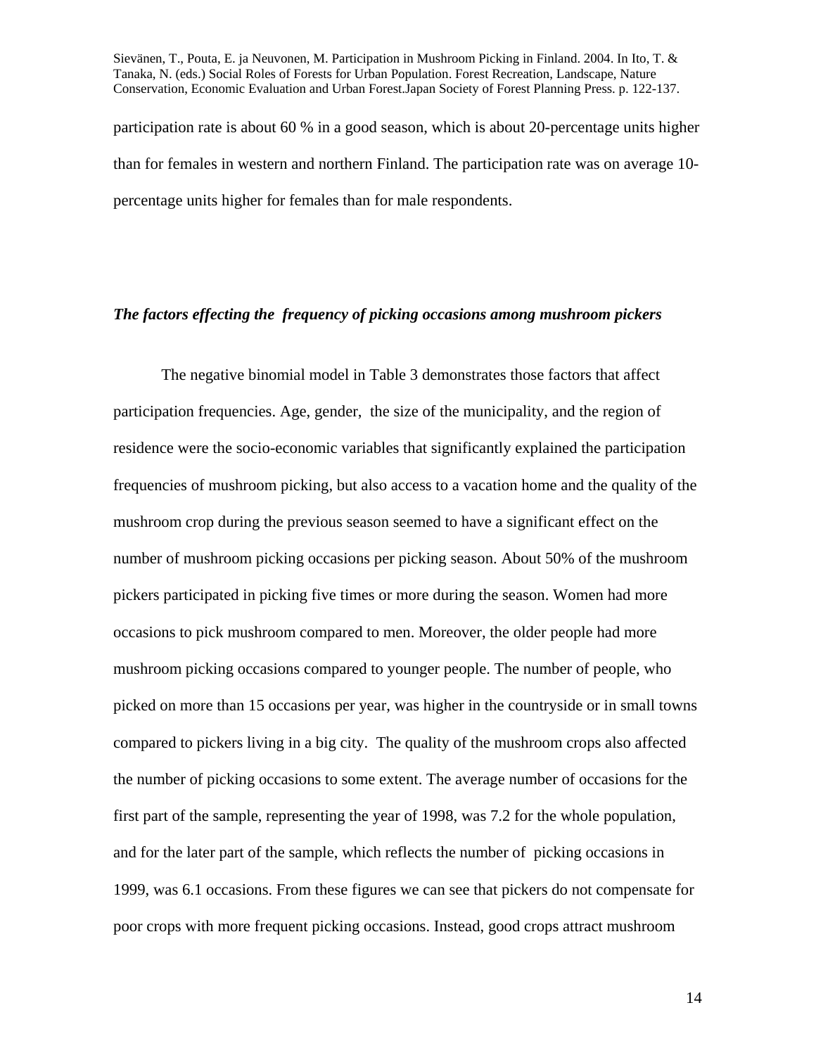participation rate is about 60 % in a good season, which is about 20-percentage units higher than for females in western and northern Finland. The participation rate was on average 10-percentage units higher for females than for male respondents.

### *The factors effecting the  frequency of picking occasions among mushroom pickers*

The negative binomial model in Table 3 demonstrates those factors that affect participation frequencies. Age, gender,  the size of the municipality, and the region of residence were the socio-economic variables that significantly explained the participation frequencies of mushroom picking, but also access to a vacation home and the quality of the mushroom crop during the previous season seemed to have a significant effect on the number of mushroom picking occasions per picking season. About 50% of the mushroom pickers participated in picking five times or more during the season. Women had more occasions to pick mushroom compared to men. Moreover, the older people had more mushroom picking occasions compared to younger people. The number of people, who picked on more than 15 occasions per year, was higher in the countryside or in small towns compared to pickers living in a big city.  The quality of the mushroom crops also affected the number of picking occasions to some extent. The average number of occasions for the first part of the sample, representing the year of 1998, was 7.2 for the whole population, and for the later part of the sample, which reflects the number of  picking occasions in 1999, was 6.1 occasions. From these figures we can see that pickers do not compensate for poor crops with more frequent picking occasions. Instead, good crops attract mushroom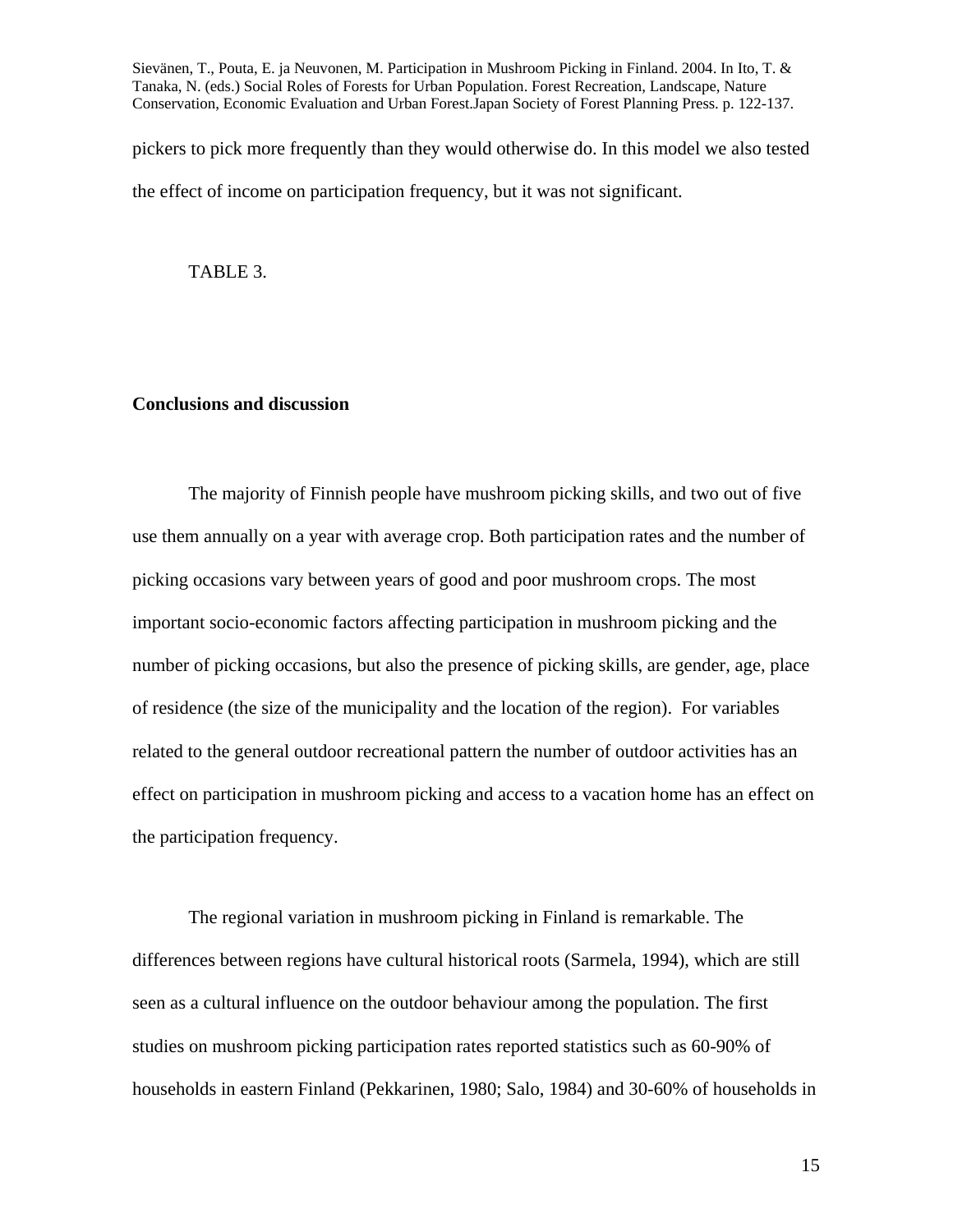pickers to pick more frequently than they would otherwise do. In this model we also tested the effect of income on participation frequency, but it was not significant.

TABLE 3.

## Conclusions and discussion

The majority of Finnish people have mushroom picking skills, and two out of five use them annually on a year with average crop. Both participation rates and the number of picking occasions vary between years of good and poor mushroom crops. The most important socio-economic factors affecting participation in mushroom picking and the number of picking occasions, but also the presence of picking skills, are gender, age, place of residence (the size of the municipality and the location of the region).  For variables related to the general outdoor recreational pattern the number of outdoor activities has an effect on participation in mushroom picking and access to a vacation home has an effect on the participation frequency.

The regional variation in mushroom picking in Finland is remarkable. The differences between regions have cultural historical roots (Sarmela, 1994), which are still seen as a cultural influence on the outdoor behaviour among the population. The first studies on mushroom picking participation rates reported statistics such as 60-90% of households in eastern Finland (Pekkarinen, 1980; Salo, 1984) and 30-60% of households in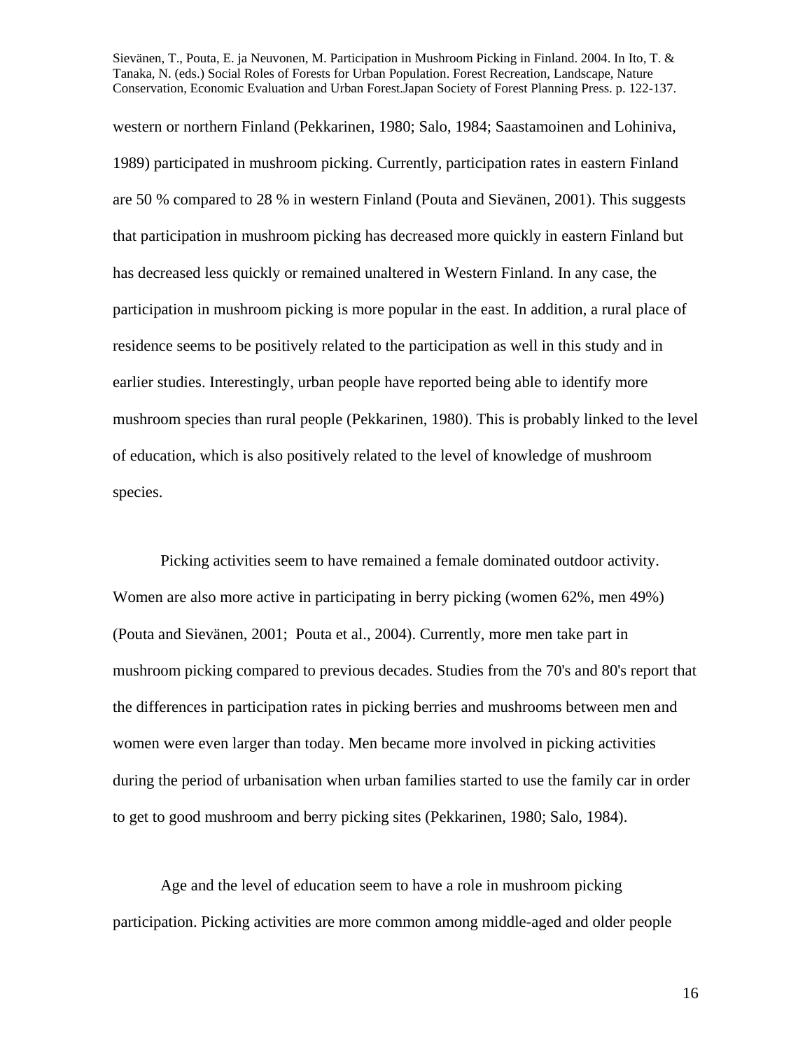western or northern Finland (Pekkarinen, 1980; Salo, 1984; Saastamoinen and Lohiniva, 1989) participated in mushroom picking. Currently, participation rates in eastern Finland are 50 % compared to 28 % in western Finland (Pouta and Sievänen, 2001). This suggests that participation in mushroom picking has decreased more quickly in eastern Finland but has decreased less quickly or remained unaltered in Western Finland. In any case, the participation in mushroom picking is more popular in the east. In addition, a rural place of residence seems to be positively related to the participation as well in this study and in earlier studies. Interestingly, urban people have reported being able to identify more mushroom species than rural people (Pekkarinen, 1980). This is probably linked to the level of education, which is also positively related to the level of knowledge of mushroom species.

Picking activities seem to have remained a female dominated outdoor activity. Women are also more active in participating in berry picking (women 62%, men 49%) (Pouta and Sievänen, 2001; Pouta et al., 2004). Currently, more men take part in mushroom picking compared to previous decades. Studies from the 70's and 80's report that the differences in participation rates in picking berries and mushrooms between men and women were even larger than today. Men became more involved in picking activities during the period of urbanisation when urban families started to use the family car in order to get to good mushroom and berry picking sites (Pekkarinen, 1980; Salo, 1984).

Age and the level of education seem to have a role in mushroom picking participation. Picking activities are more common among middle-aged and older people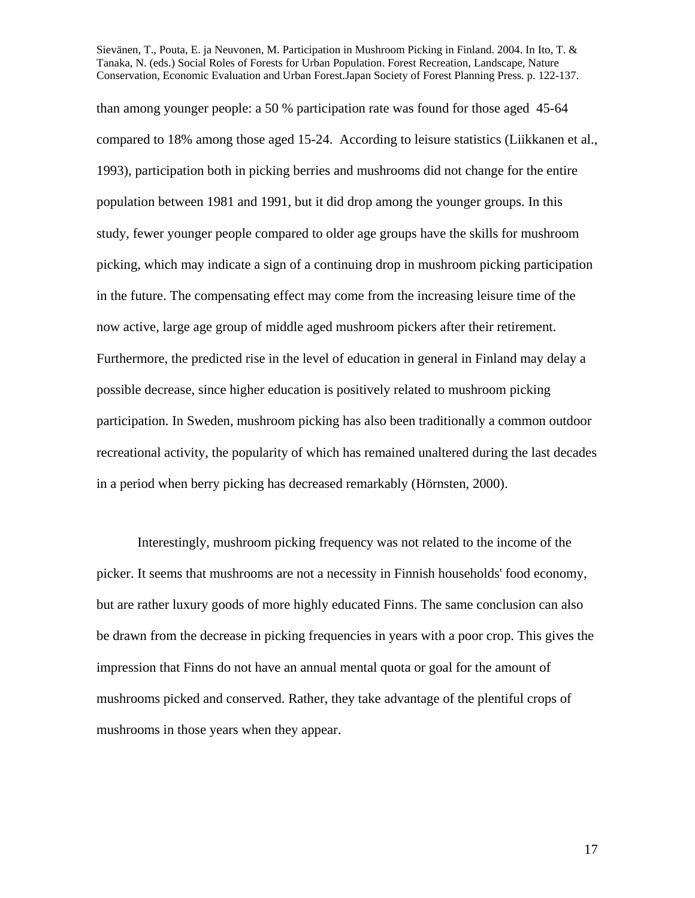than among younger people: a 50 % participation rate was found for those aged 45-64 compared to 18% among those aged 15-24. According to leisure statistics (Liikkanen et al., 1993), participation both in picking berries and mushrooms did not change for the entire population between 1981 and 1991, but it did drop among the younger groups. In this study, fewer younger people compared to older age groups have the skills for mushroom picking, which may indicate a sign of a continuing drop in mushroom picking participation in the future. The compensating effect may come from the increasing leisure time of the now active, large age group of middle aged mushroom pickers after their retirement. Furthermore, the predicted rise in the level of education in general in Finland may delay a possible decrease, since higher education is positively related to mushroom picking participation. In Sweden, mushroom picking has also been traditionally a common outdoor recreational activity, the popularity of which has remained unaltered during the last decades in a period when berry picking has decreased remarkably (Hörnsten, 2000).

Interestingly, mushroom picking frequency was not related to the income of the picker. It seems that mushrooms are not a necessity in Finnish households' food economy, but are rather luxury goods of more highly educated Finns. The same conclusion can also be drawn from the decrease in picking frequencies in years with a poor crop. This gives the impression that Finns do not have an annual mental quota or goal for the amount of mushrooms picked and conserved. Rather, they take advantage of the plentiful crops of mushrooms in those years when they appear.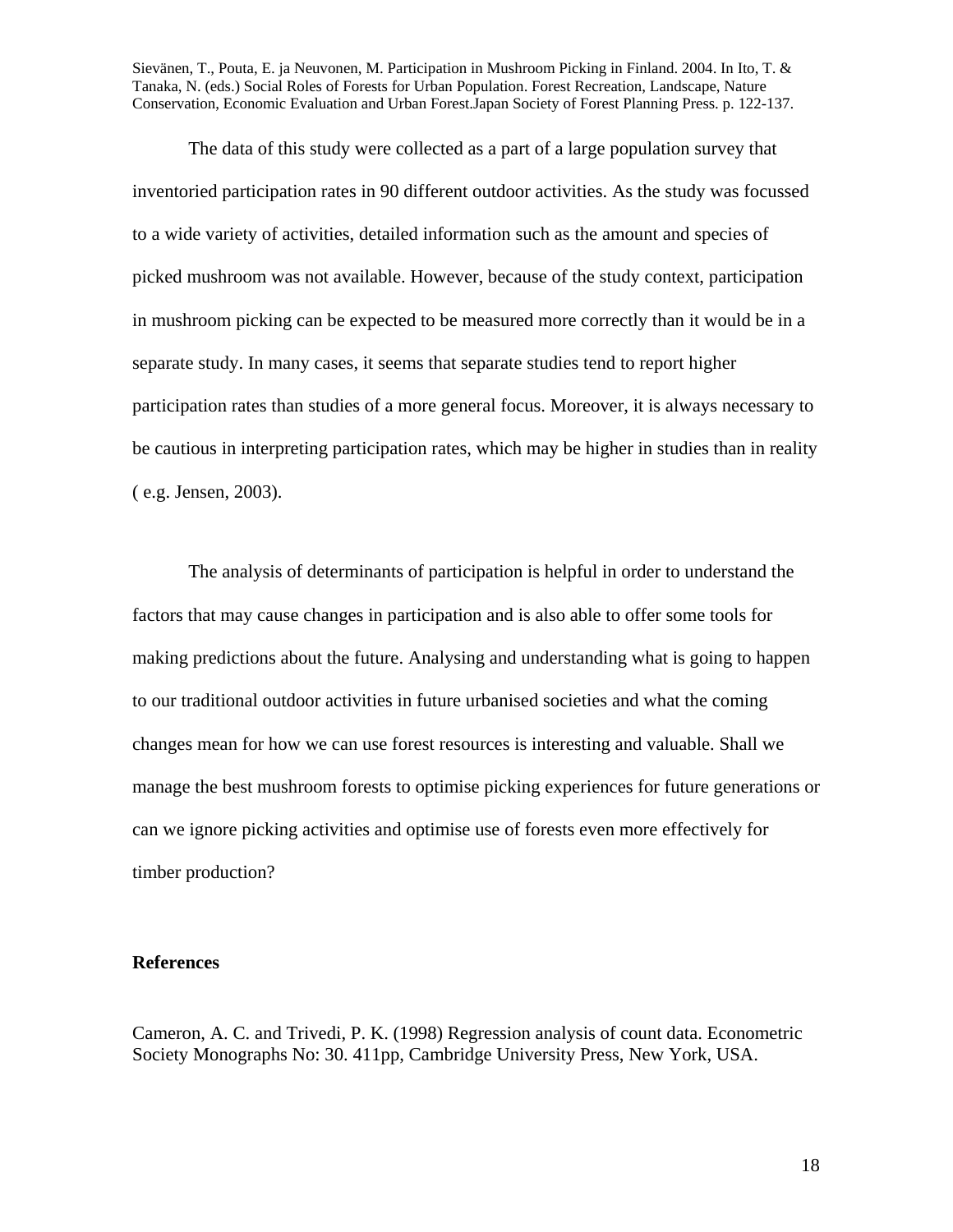The data of this study were collected as a part of a large population survey that inventoried participation rates in 90 different outdoor activities. As the study was focussed to a wide variety of activities, detailed information such as the amount and species of picked mushroom was not available. However, because of the study context, participation in mushroom picking can be expected to be measured more correctly than it would be in a separate study. In many cases, it seems that separate studies tend to report higher participation rates than studies of a more general focus. Moreover, it is always necessary to be cautious in interpreting participation rates, which may be higher in studies than in reality ( e.g. Jensen, 2003).

The analysis of determinants of participation is helpful in order to understand the factors that may cause changes in participation and is also able to offer some tools for making predictions about the future. Analysing and understanding what is going to happen to our traditional outdoor activities in future urbanised societies and what the coming changes mean for how we can use forest resources is interesting and valuable. Shall we manage the best mushroom forests to optimise picking experiences for future generations or can we ignore picking activities and optimise use of forests even more effectively for timber production?

**References**

Cameron, A. C. and Trivedi, P. K. (1998) Regression analysis of count data. Econometric Society Monographs No: 30. 411pp, Cambridge University Press, New York, USA.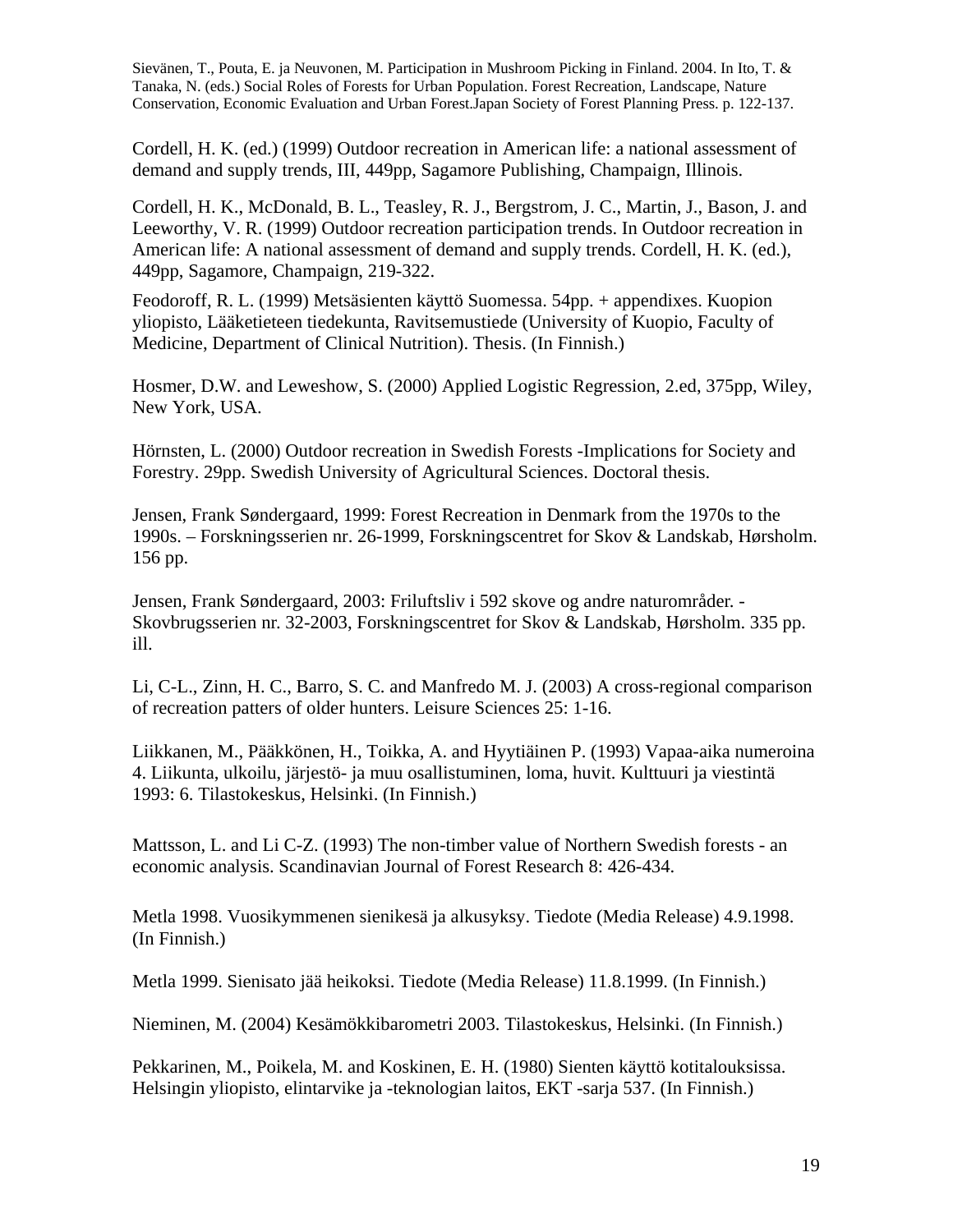Sievänen, T., Pouta, E. ja Neuvonen, M. Participation in Mushroom Picking in Finland. 2004. In Ito, T. & Tanaka, N. (eds.) Social Roles of Forests for Urban Population. Forest Recreation, Landscape, Nature Conservation, Economic Evaluation and Urban Forest.Japan Society of Forest Planning Press. p. 122-137.

Cordell, H. K. (ed.) (1999) Outdoor recreation in American life: a national assessment of demand and supply trends, III, 449pp, Sagamore Publishing, Champaign, Illinois.

Cordell, H. K., McDonald, B. L., Teasley, R. J., Bergstrom, J. C., Martin, J., Bason, J. and Leeworthy, V. R. (1999) Outdoor recreation participation trends. In Outdoor recreation in American life: A national assessment of demand and supply trends. Cordell, H. K. (ed.), 449pp, Sagamore, Champaign, 219-322.

Feodoroff, R. L. (1999) Metsäsienten käyttö Suomessa. 54pp. + appendixes. Kuopion yliopisto, Lääketieteen tiedekunta, Ravitsemustiede (University of Kuopio, Faculty of Medicine, Department of Clinical Nutrition). Thesis. (In Finnish.)

Hosmer, D.W. and Leweshow, S. (2000) Applied Logistic Regression, 2.ed, 375pp, Wiley, New York, USA.

Hörnsten, L. (2000) Outdoor recreation in Swedish Forests -Implications for Society and Forestry. 29pp. Swedish University of Agricultural Sciences. Doctoral thesis.

Jensen, Frank Søndergaard, 1999: Forest Recreation in Denmark from the 1970s to the 1990s. – Forskningsserien nr. 26-1999, Forskningscentret for Skov & Landskab, Hørsholm. 156 pp.

Jensen, Frank Søndergaard, 2003: Friluftsliv i 592 skove og andre naturområder. - Skovbrugsserien nr. 32-2003, Forskningscentret for Skov & Landskab, Hørsholm. 335 pp. ill.

Li, C-L., Zinn, H. C., Barro, S. C. and Manfredo M. J. (2003) A cross-regional comparison of recreation patters of older hunters. Leisure Sciences 25: 1-16.

Liikkanen, M., Pääkkönen, H., Toikka, A. and Hyytiäinen P. (1993) Vapaa-aika numeroina 4. Liikunta, ulkoilu, järjestö- ja muu osallistuminen, loma, huvit. Kulttuuri ja viestintä 1993: 6. Tilastokeskus, Helsinki. (In Finnish.)

Mattsson, L. and Li C-Z. (1993) The non-timber value of Northern Swedish forests - an economic analysis. Scandinavian Journal of Forest Research 8: 426-434.

Metla 1998. Vuosikymmenen sienikesä ja alkusyksy. Tiedote (Media Release) 4.9.1998. (In Finnish.)

Metla 1999. Sienisato jää heikoksi. Tiedote (Media Release) 11.8.1999. (In Finnish.)

Nieminen, M. (2004) Kesämökkibarometri 2003. Tilastokeskus, Helsinki. (In Finnish.)

Pekkarinen, M., Poikela, M. and Koskinen, E. H. (1980) Sienten käyttö kotitalouksissa. Helsingin yliopisto, elintarvike ja -teknologian laitos, EKT -sarja 537. (In Finnish.)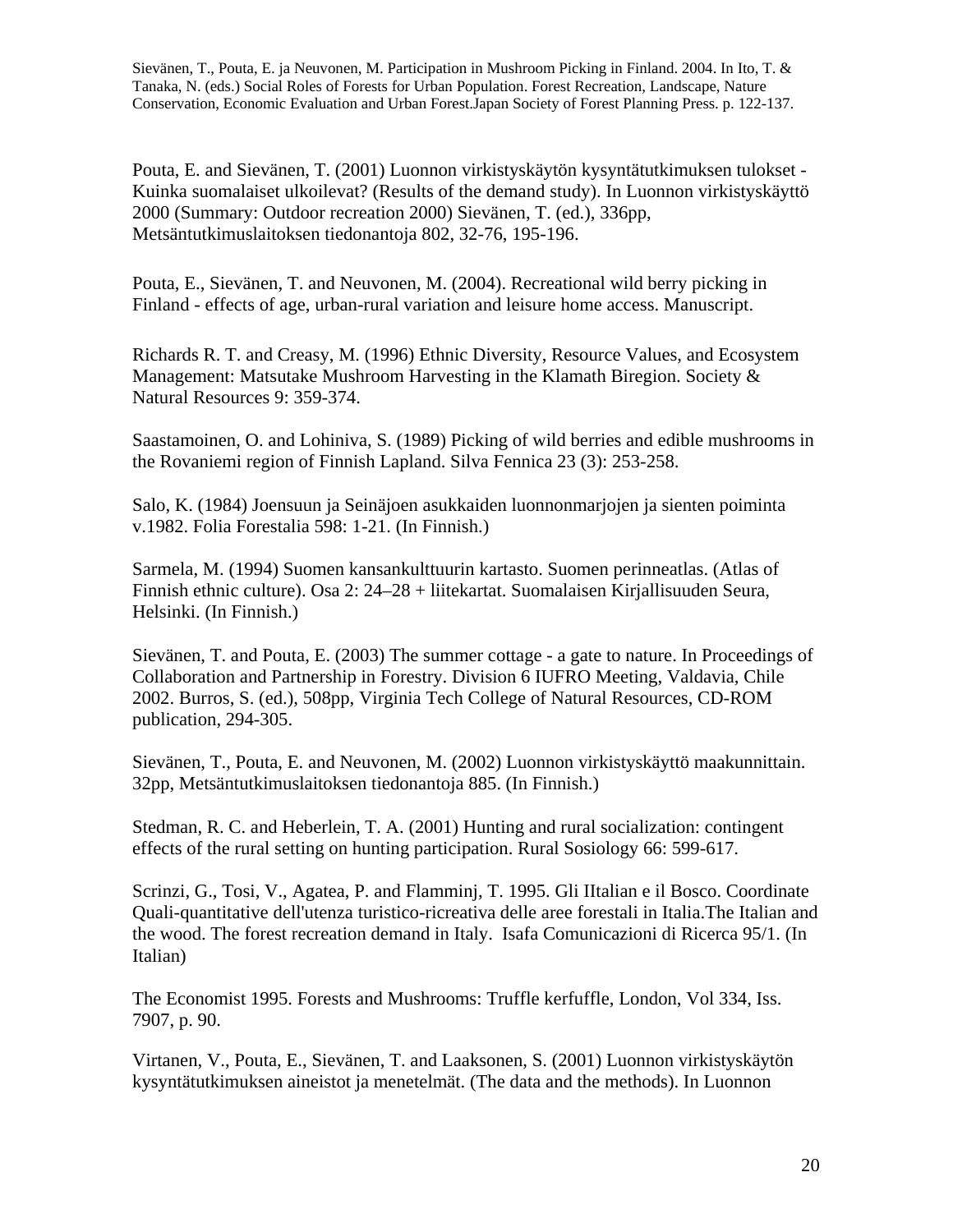Sievänen, T., Pouta, E. ja Neuvonen, M. Participation in Mushroom Picking in Finland. 2004. In Ito, T. & Tanaka, N. (eds.) Social Roles of Forests for Urban Population. Forest Recreation, Landscape, Nature Conservation, Economic Evaluation and Urban Forest.Japan Society of Forest Planning Press. p. 122-137.

Pouta, E. and Sievänen, T. (2001) Luonnon virkistyskäytön kysyntätutkimuksen tulokset - Kuinka suomalaiset ulkoilevat? (Results of the demand study). In Luonnon virkistyskäyttö 2000 (Summary: Outdoor recreation 2000) Sievänen, T. (ed.), 336pp, Metsäntutkimuslaitoksen tiedonantoja 802, 32-76, 195-196.

Pouta, E., Sievänen, T. and Neuvonen, M. (2004). Recreational wild berry picking in Finland - effects of age, urban-rural variation and leisure home access. Manuscript.

Richards R. T. and Creasy, M. (1996) Ethnic Diversity, Resource Values, and Ecosystem Management: Matsutake Mushroom Harvesting in the Klamath Biregion. Society & Natural Resources 9: 359-374.

Saastamoinen, O. and Lohiniva, S. (1989) Picking of wild berries and edible mushrooms in the Rovaniemi region of Finnish Lapland. Silva Fennica 23 (3): 253-258.

Salo, K. (1984) Joensuun ja Seinäjoen asukkaiden luonnonmarjojen ja sienten poiminta v.1982. Folia Forestalia 598: 1-21. (In Finnish.)

Sarmela, M. (1994) Suomen kansankulttuurin kartasto. Suomen perinneatlas. (Atlas of Finnish ethnic culture). Osa 2: 24–28 + liitekartat. Suomalaisen Kirjallisuuden Seura, Helsinki. (In Finnish.)

Sievänen, T. and Pouta, E. (2003) The summer cottage - a gate to nature. In Proceedings of Collaboration and Partnership in Forestry. Division 6 IUFRO Meeting, Valdavia, Chile 2002. Burros, S. (ed.), 508pp, Virginia Tech College of Natural Resources, CD-ROM publication, 294-305.

Sievänen, T., Pouta, E. and Neuvonen, M. (2002) Luonnon virkistyskäyttö maakunnittain. 32pp, Metsäntutkimuslaitoksen tiedonantoja 885. (In Finnish.)

Stedman, R. C. and Heberlein, T. A. (2001) Hunting and rural socialization: contingent effects of the rural setting on hunting participation. Rural Sosiology 66: 599-617.

Scrinzi, G., Tosi, V., Agatea, P. and Flamminj, T. 1995. Gli IItalian e il Bosco. Coordinate Quali-quantitative dell'utenza turistico-ricreativa delle aree forestali in Italia.The Italian and the wood. The forest recreation demand in Italy. Isafa Comunicazioni di Ricerca 95/1. (In Italian)

The Economist 1995. Forests and Mushrooms: Truffle kerfuffle, London, Vol 334, Iss. 7907, p. 90.

Virtanen, V., Pouta, E., Sievänen, T. and Laaksonen, S. (2001) Luonnon virkistyskäytön kysyntätutkimuksen aineistot ja menetelmät. (The data and the methods). In Luonnon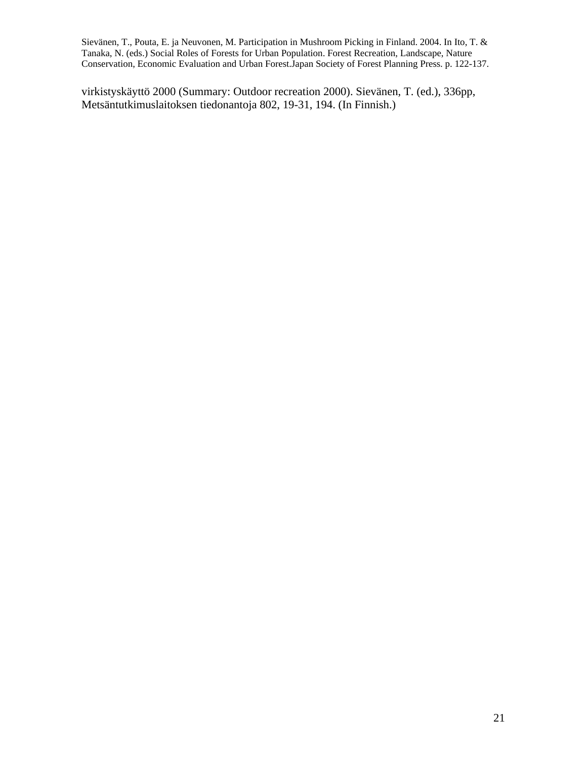virkistyskäyttö 2000 (Summary: Outdoor recreation 2000). Sievänen, T. (ed.), 336pp, Metsäntutkimuslaitoksen tiedonantoja 802, 19-31, 194. (In Finnish.)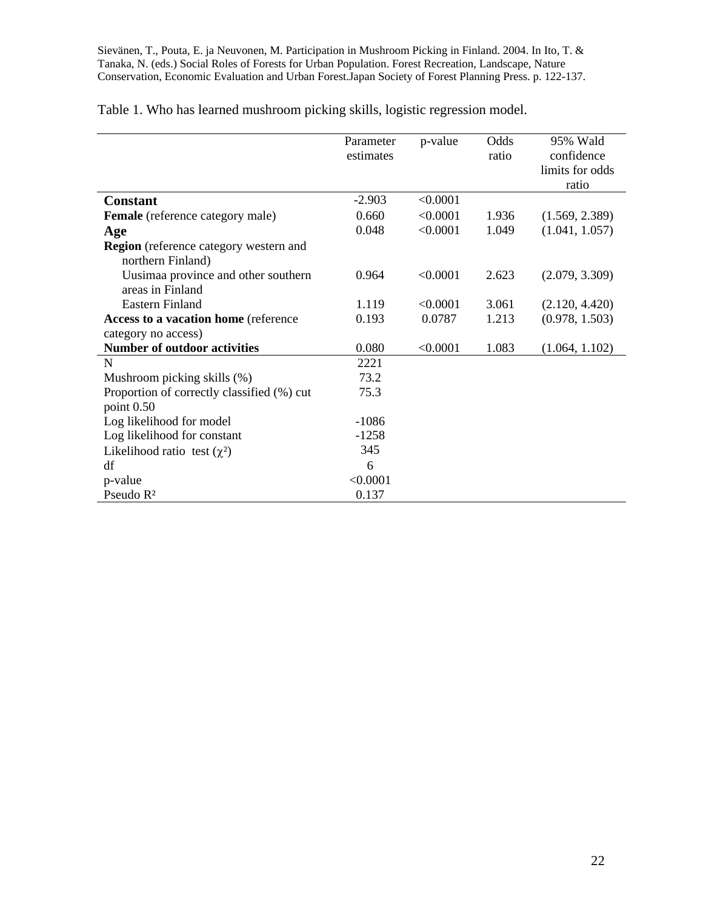Sievänen, T., Pouta, E. ja Neuvonen, M. Participation in Mushroom Picking in Finland. 2004. In Ito, T. & Tanaka, N. (eds.) Social Roles of Forests for Urban Population. Forest Recreation, Landscape, Nature Conservation, Economic Evaluation and Urban Forest.Japan Society of Forest Planning Press. p. 122-137.

Table 1. Who has learned mushroom picking skills, logistic regression model.

| | Parameter estimates | p-value | Odds ratio | 95% Wald confidence limits for odds ratio |
|---|---|---|---|---|
| **Constant** | -2.903 | <0.0001 | | |
| **Female** (reference category male) | 0.660 | <0.0001 | 1.936 | (1.569, 2.389) |
| **Age** | 0.048 | <0.0001 | 1.049 | (1.041, 1.057) |
| **Region** (reference category western and northern Finland) | | | | |
| Uusimaa province and other southern areas in Finland | 0.964 | <0.0001 | 2.623 | (2.079, 3.309) |
| Eastern Finland | 1.119 | <0.0001 | 3.061 | (2.120, 4.420) |
| **Access to a vacation home** (reference category no access) | 0.193 | 0.0787 | 1.213 | (0.978, 1.503) |
| **Number of outdoor activities** | 0.080 | <0.0001 | 1.083 | (1.064, 1.102) |
| N | 2221 | | | |
| Mushroom picking skills (%) | 73.2 | | | |
| Proportion of correctly classified (%) cut point 0.50 | 75.3 | | | |
| Log likelihood for model | -1086 | | | |
| Log likelihood for constant | -1258 | | | |
| Likelihood ratio test ($\chi^2$) | 345 | | | |
| df | 6 | | | |
| p-value | <0.0001 | | | |
| Pseudo $R^2$ | 0.137 | | | |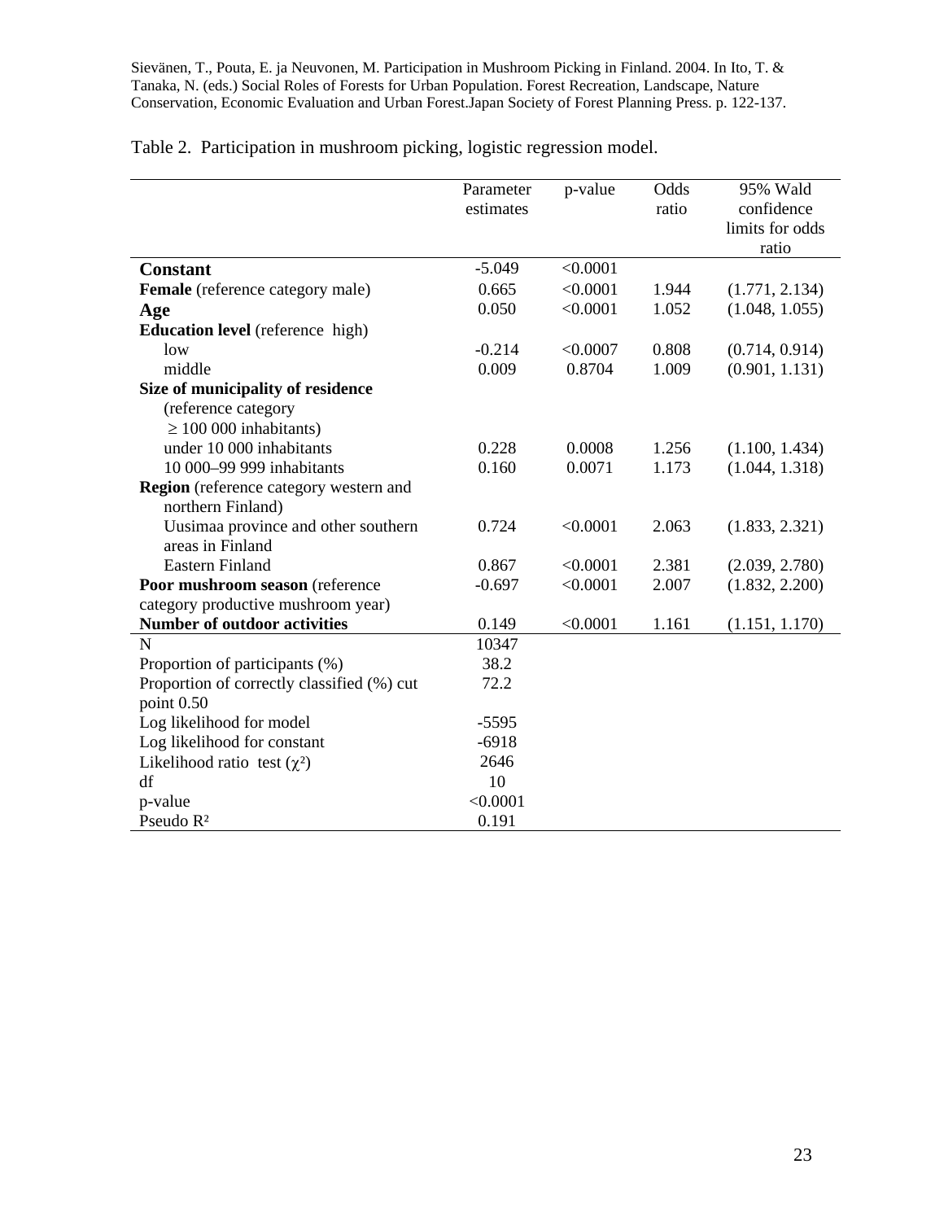Sievänen, T., Pouta, E. ja Neuvonen, M. Participation in Mushroom Picking in Finland. 2004. In Ito, T. & Tanaka, N. (eds.) Social Roles of Forests for Urban Population. Forest Recreation, Landscape, Nature Conservation, Economic Evaluation and Urban Forest.Japan Society of Forest Planning Press. p. 122-137.

Table 2. Participation in mushroom picking, logistic regression model.

| | Parameter estimates | p-value | Odds ratio | 95% Wald confidence limits for odds ratio |
|---|---|---|---|---|
| **Constant** | -5.049 | <0.0001 | | |
| **Female** (reference category male) | 0.665 | <0.0001 | 1.944 | (1.771, 2.134) |
| **Age** | 0.050 | <0.0001 | 1.052 | (1.048, 1.055) |
| **Education level** (reference high) | | | | |
| low | -0.214 | <0.0007 | 0.808 | (0.714, 0.914) |
| middle | 0.009 | 0.8704 | 1.009 | (0.901, 1.131) |
| **Size of municipality of residence** (reference category ≥ 100 000 inhabitants) | | | | |
| under 10 000 inhabitants | 0.228 | 0.0008 | 1.256 | (1.100, 1.434) |
| 10 000–99 999 inhabitants | 0.160 | 0.0071 | 1.173 | (1.044, 1.318) |
| **Region** (reference category western and northern Finland) | | | | |
| Uusimaa province and other southern areas in Finland | 0.724 | <0.0001 | 2.063 | (1.833, 2.321) |
| Eastern Finland | 0.867 | <0.0001 | 2.381 | (2.039, 2.780) |
| **Poor mushroom season** (reference category productive mushroom year) | -0.697 | <0.0001 | 2.007 | (1.832, 2.200) |
| **Number of outdoor activities** | 0.149 | <0.0001 | 1.161 | (1.151, 1.170) |
| N | 10347 | | | |
| Proportion of participants (%) | 38.2 | | | |
| Proportion of correctly classified (%) cut point 0.50 | 72.2 | | | |
| Log likelihood for model | -5595 | | | |
| Log likelihood for constant | -6918 | | | |
| Likelihood ratio test ($\chi^2$) | 2646 | | | |
| df | 10 | | | |
| p-value | <0.0001 | | | |
| Pseudo $R^2$ | 0.191 | | | |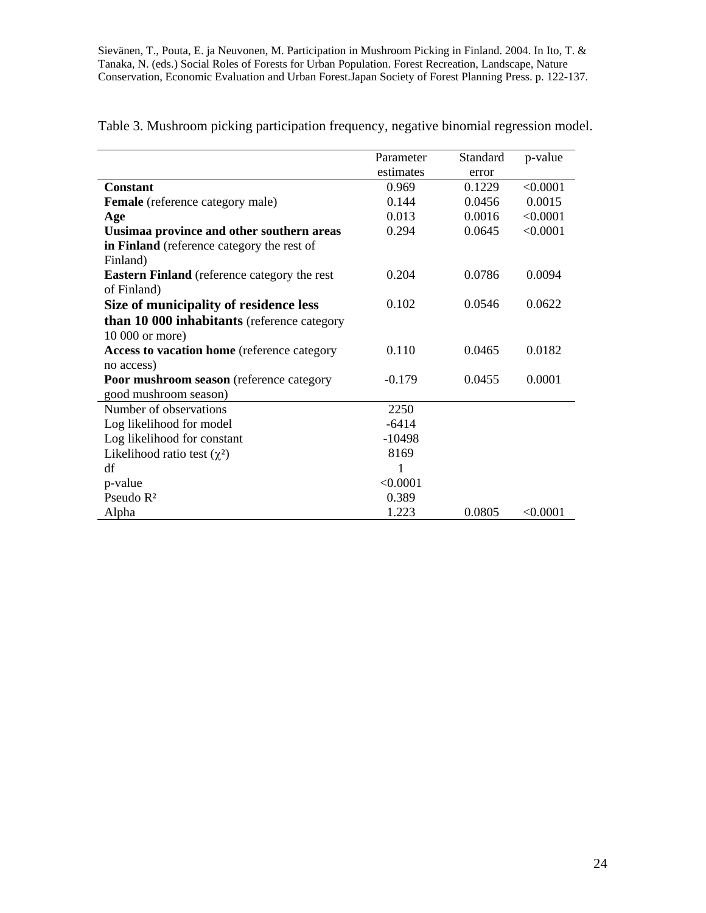Sievänen, T., Pouta, E. ja Neuvonen, M. Participation in Mushroom Picking in Finland. 2004. In Ito, T. & Tanaka, N. (eds.) Social Roles of Forests for Urban Population. Forest Recreation, Landscape, Nature Conservation, Economic Evaluation and Urban Forest.Japan Society of Forest Planning Press. p. 122-137.

Table 3. Mushroom picking participation frequency, negative binomial regression model.

| | Parameter estimates | Standard error | p-value |
|---|---|---|---|
| **Constant** | 0.969 | 0.1229 | <0.0001 |
| **Female** (reference category male) | 0.144 | 0.0456 | 0.0015 |
| **Age** | 0.013 | 0.0016 | <0.0001 |
| **Uusimaa province and other southern areas in Finland** (reference category the rest of Finland) | 0.294 | 0.0645 | <0.0001 |
| **Eastern Finland** (reference category the rest of Finland) | 0.204 | 0.0786 | 0.0094 |
| **Size of municipality of residence less than 10 000 inhabitants** (reference category 10 000 or more) | 0.102 | 0.0546 | 0.0622 |
| **Access to vacation home** (reference category no access) | 0.110 | 0.0465 | 0.0182 |
| **Poor mushroom season** (reference category good mushroom season) | -0.179 | 0.0455 | 0.0001 |
| Number of observations | 2250 | | |
| Log likelihood for model | -6414 | | |
| Log likelihood for constant | -10498 | | |
| Likelihood ratio test ($\chi^2$) | 8169 | | |
| df | 1 | | |
| p-value | <0.0001 | | |
| Pseudo $R^2$ | 0.389 | | |
| Alpha | 1.223 | 0.0805 | <0.0001 |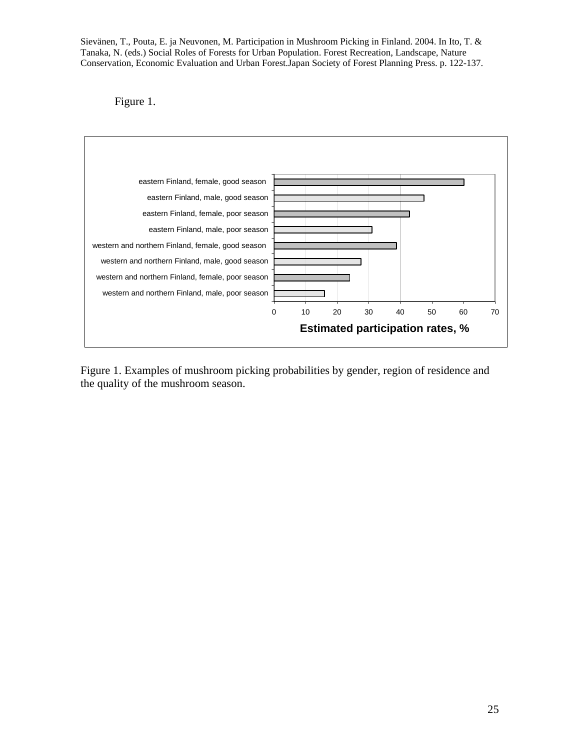Sievänen, T., Pouta, E. ja Neuvonen, M. Participation in Mushroom Picking in Finland. 2004. In Ito, T. & Tanaka, N. (eds.) Social Roles of Forests for Urban Population. Forest Recreation, Landscape, Nature Conservation, Economic Evaluation and Urban Forest.Japan Society of Forest Planning Press. p. 122-137.

Figure 1.

eastern Finland, female, good season
eastern Finland, male, good season
eastern Finland, female, poor season
eastern Finland, male, poor season
western and northern Finland, female, good season
western and northern Finland, male, good season
western and northern Finland, female, poor season
western and northern Finland, male, poor season

0 10 20 30 40 50 60 70

**Estimated participation rates, %**

Figure 1. Examples of mushroom picking probabilities by gender, region of residence and the quality of the mushroom season.